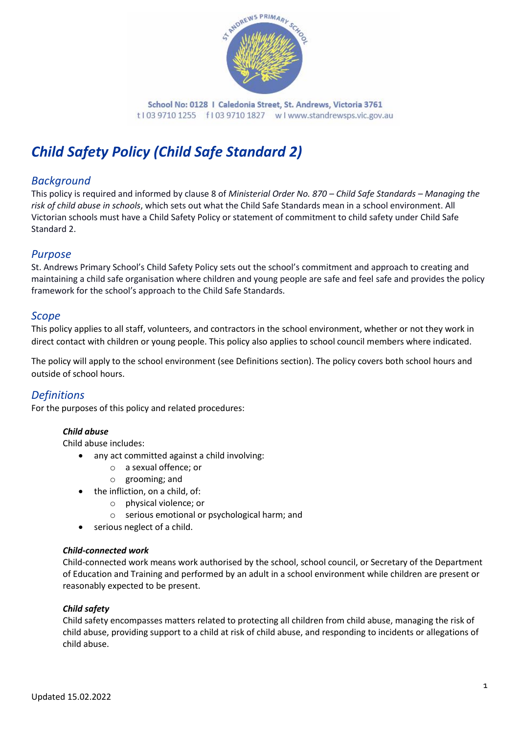School No: 0128 I Caledonia Street, St. Andrews, Victoria 3761
t I 03 9710 1255 f I 03 9710 1827 w I www.standrewsps.vic.gov.au

# *Child Safety Policy (Child Safe Standard 2)*

## *Background*

This policy is required and informed by clause 8 of *Ministerial Order No. 870 – Child Safe Standards – Managing the risk of child abuse in schools*, which sets out what the Child Safe Standards mean in a school environment. All Victorian schools must have a Child Safety Policy or statement of commitment to child safety under Child Safe Standard 2.

## *Purpose*

St. Andrews Primary School's Child Safety Policy sets out the school's commitment and approach to creating and maintaining a child safe organisation where children and young people are safe and feel safe and provides the policy framework for the school's approach to the Child Safe Standards.

## *Scope*

This policy applies to all staff, volunteers, and contractors in the school environment, whether or not they work in direct contact with children or young people. This policy also applies to school council members where indicated.

The policy will apply to the school environment (see Definitions section). The policy covers both school hours and outside of school hours.

## *Definitions*

For the purposes of this policy and related procedures:

***Child abuse***

Child abuse includes:

- any act committed against a child involving:
  - a sexual offence; or
  - grooming; and
- the infliction, on a child, of:
  - physical violence; or
  - serious emotional or psychological harm; and
- serious neglect of a child.

***Child-connected work***

Child-connected work means work authorised by the school, school council, or Secretary of the Department of Education and Training and performed by an adult in a school environment while children are present or reasonably expected to be present.

***Child safety***

Child safety encompasses matters related to protecting all children from child abuse, managing the risk of child abuse, providing support to a child at risk of child abuse, and responding to incidents or allegations of child abuse.

Updated 15.02.2022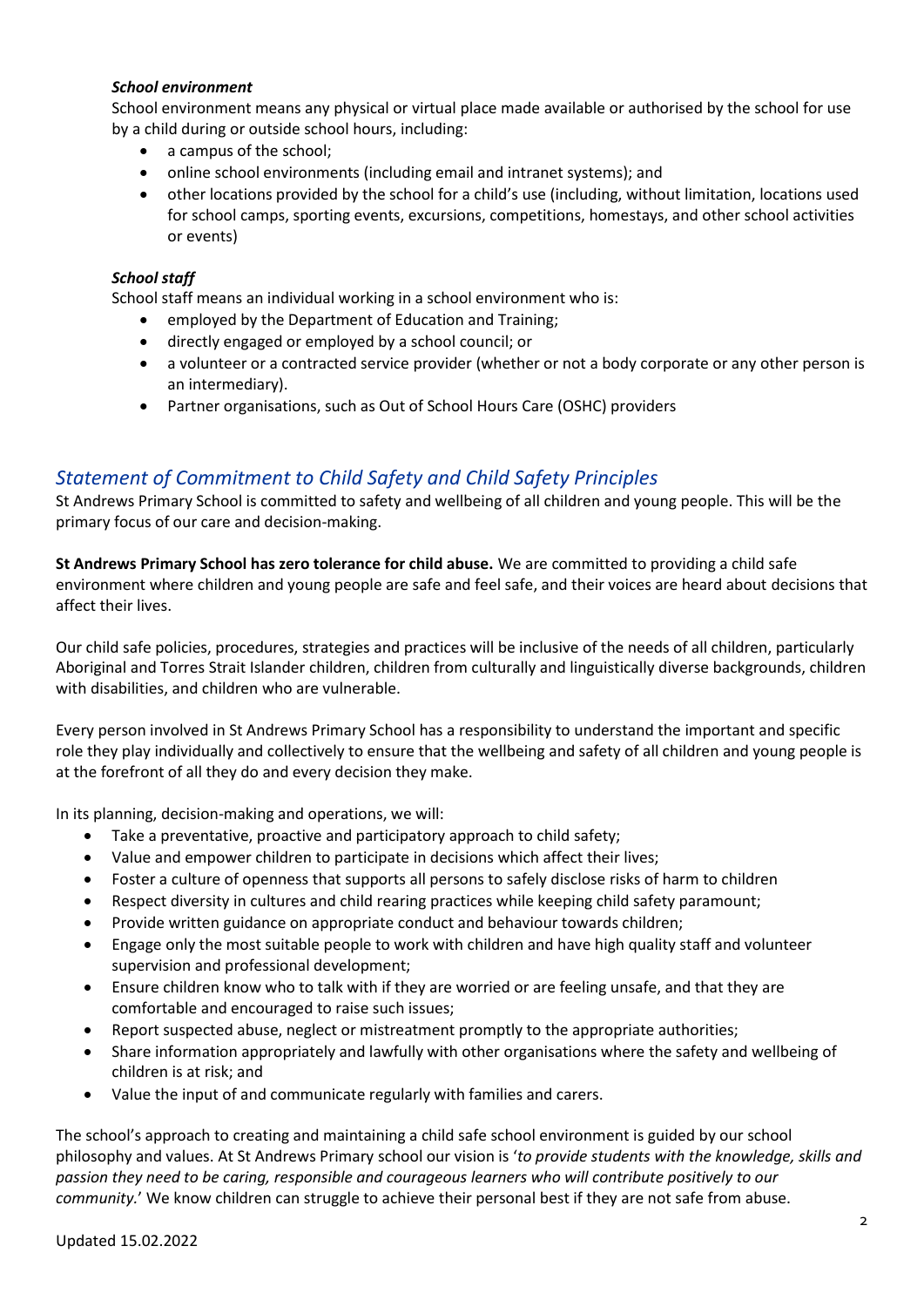### *School environment*

School environment means any physical or virtual place made available or authorised by the school for use by a child during or outside school hours, including:

- a campus of the school;
- online school environments (including email and intranet systems); and
- other locations provided by the school for a child's use (including, without limitation, locations used for school camps, sporting events, excursions, competitions, homestays, and other school activities or events)

### *School staff*

School staff means an individual working in a school environment who is:

- employed by the Department of Education and Training;
- directly engaged or employed by a school council; or
- a volunteer or a contracted service provider (whether or not a body corporate or any other person is an intermediary).
- Partner organisations, such as Out of School Hours Care (OSHC) providers

## *Statement of Commitment to Child Safety and Child Safety Principles*

St Andrews Primary School is committed to safety and wellbeing of all children and young people. This will be the primary focus of our care and decision-making.

**St Andrews Primary School has zero tolerance for child abuse.** We are committed to providing a child safe environment where children and young people are safe and feel safe, and their voices are heard about decisions that affect their lives.

Our child safe policies, procedures, strategies and practices will be inclusive of the needs of all children, particularly Aboriginal and Torres Strait Islander children, children from culturally and linguistically diverse backgrounds, children with disabilities, and children who are vulnerable.

Every person involved in St Andrews Primary School has a responsibility to understand the important and specific role they play individually and collectively to ensure that the wellbeing and safety of all children and young people is at the forefront of all they do and every decision they make.

In its planning, decision-making and operations, we will:

- Take a preventative, proactive and participatory approach to child safety;
- Value and empower children to participate in decisions which affect their lives;
- Foster a culture of openness that supports all persons to safely disclose risks of harm to children
- Respect diversity in cultures and child rearing practices while keeping child safety paramount;
- Provide written guidance on appropriate conduct and behaviour towards children;
- Engage only the most suitable people to work with children and have high quality staff and volunteer supervision and professional development;
- Ensure children know who to talk with if they are worried or are feeling unsafe, and that they are comfortable and encouraged to raise such issues;
- Report suspected abuse, neglect or mistreatment promptly to the appropriate authorities;
- Share information appropriately and lawfully with other organisations where the safety and wellbeing of children is at risk; and
- Value the input of and communicate regularly with families and carers.

The school's approach to creating and maintaining a child safe school environment is guided by our school philosophy and values. At St Andrews Primary school our vision is '*to provide students with the knowledge, skills and passion they need to be caring, responsible and courageous learners who will contribute positively to our community.*' We know children can struggle to achieve their personal best if they are not safe from abuse.

Updated 15.02.2022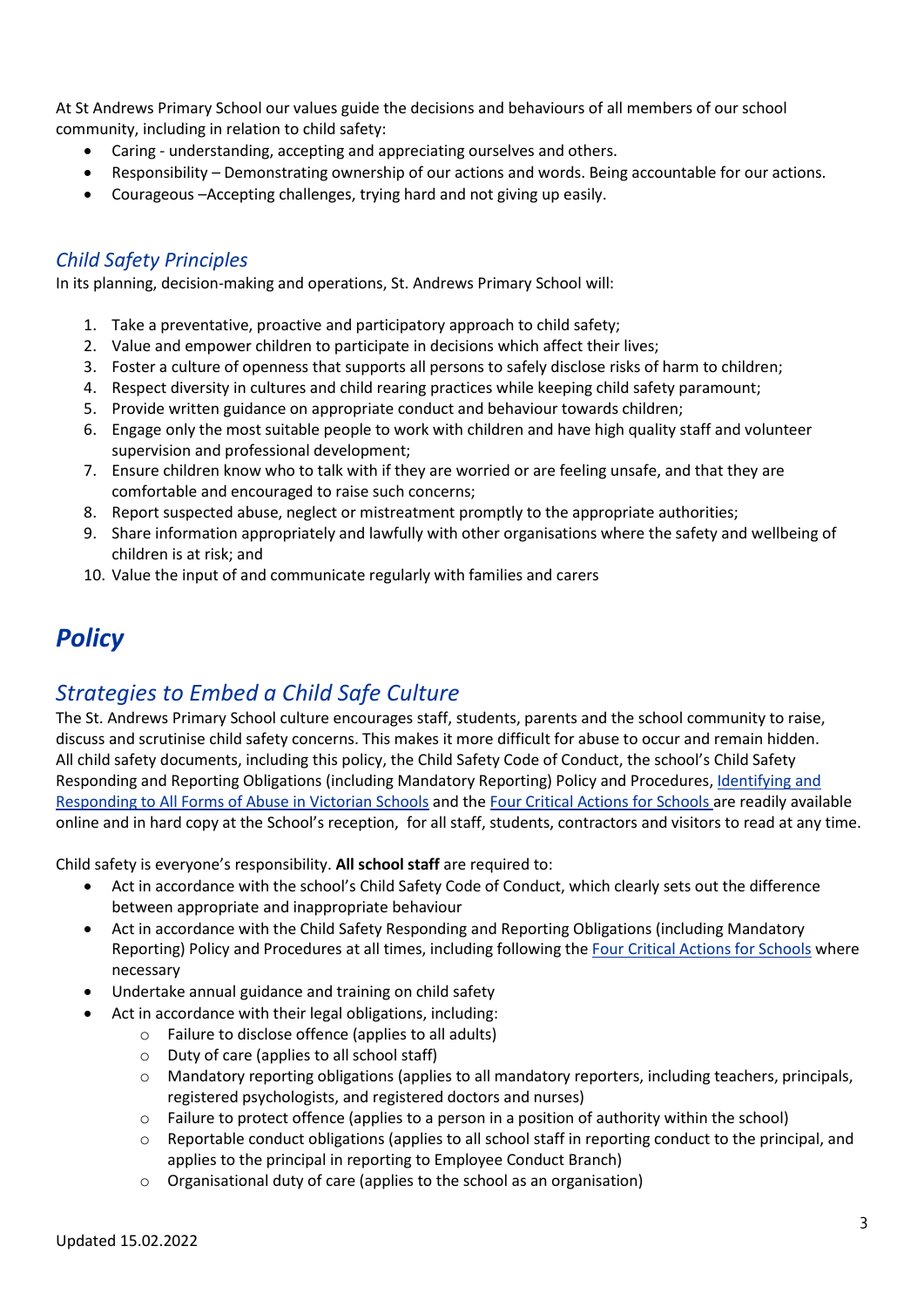At St Andrews Primary School our values guide the decisions and behaviours of all members of our school community, including in relation to child safety:

- Caring - understanding, accepting and appreciating ourselves and others.
- Responsibility – Demonstrating ownership of our actions and words. Being accountable for our actions.
- Courageous –Accepting challenges, trying hard and not giving up easily.

## *Child Safety Principles*

In its planning, decision-making and operations, St. Andrews Primary School will:

1. Take a preventative, proactive and participatory approach to child safety;
2. Value and empower children to participate in decisions which affect their lives;
3. Foster a culture of openness that supports all persons to safely disclose risks of harm to children;
4. Respect diversity in cultures and child rearing practices while keeping child safety paramount;
5. Provide written guidance on appropriate conduct and behaviour towards children;
6. Engage only the most suitable people to work with children and have high quality staff and volunteer supervision and professional development;
7. Ensure children know who to talk with if they are worried or are feeling unsafe, and that they are comfortable and encouraged to raise such concerns;
8. Report suspected abuse, neglect or mistreatment promptly to the appropriate authorities;
9. Share information appropriately and lawfully with other organisations where the safety and wellbeing of children is at risk; and
10. Value the input of and communicate regularly with families and carers

# ***Policy***

## *Strategies to Embed a Child Safe Culture*

The St. Andrews Primary School culture encourages staff, students, parents and the school community to raise, discuss and scrutinise child safety concerns. This makes it more difficult for abuse to occur and remain hidden. All child safety documents, including this policy, the Child Safety Code of Conduct, the school's Child Safety Responding and Reporting Obligations (including Mandatory Reporting) Policy and Procedures, Identifying and Responding to All Forms of Abuse in Victorian Schools and the Four Critical Actions for Schools are readily available online and in hard copy at the School's reception, for all staff, students, contractors and visitors to read at any time.

Child safety is everyone's responsibility. **All school staff** are required to:

- Act in accordance with the school's Child Safety Code of Conduct, which clearly sets out the difference between appropriate and inappropriate behaviour
- Act in accordance with the Child Safety Responding and Reporting Obligations (including Mandatory Reporting) Policy and Procedures at all times, including following the Four Critical Actions for Schools where necessary
- Undertake annual guidance and training on child safety
- Act in accordance with their legal obligations, including:
  - Failure to disclose offence (applies to all adults)
  - Duty of care (applies to all school staff)
  - Mandatory reporting obligations (applies to all mandatory reporters, including teachers, principals, registered psychologists, and registered doctors and nurses)
  - Failure to protect offence (applies to a person in a position of authority within the school)
  - Reportable conduct obligations (applies to all school staff in reporting conduct to the principal, and applies to the principal in reporting to Employee Conduct Branch)
  - Organisational duty of care (applies to the school as an organisation)

Updated 15.02.2022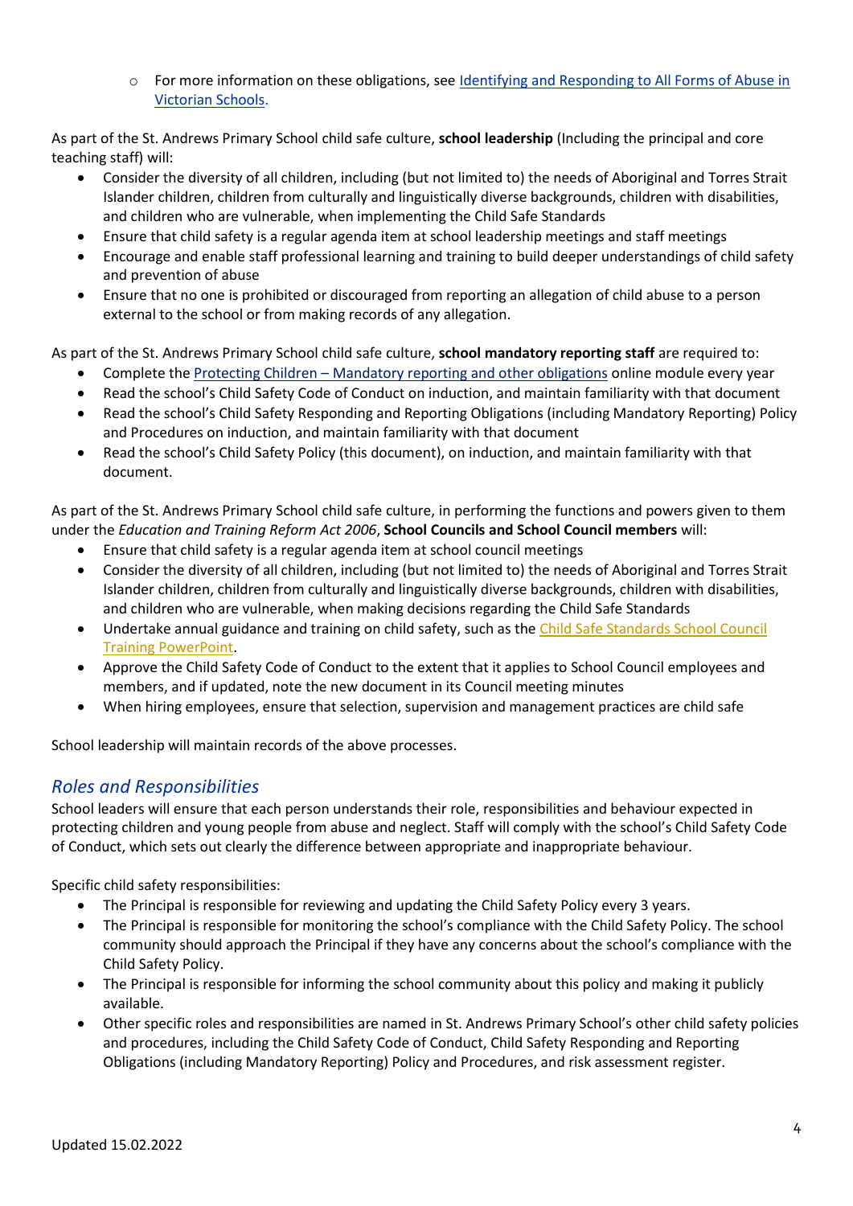- For more information on these obligations, see [Identifying and Responding to All Forms of Abuse in Victorian Schools](Identifying and Responding to All Forms of Abuse in Victorian Schools).

As part of the St. Andrews Primary School child safe culture, **school leadership** (Including the principal and core teaching staff) will:

- Consider the diversity of all children, including (but not limited to) the needs of Aboriginal and Torres Strait Islander children, children from culturally and linguistically diverse backgrounds, children with disabilities, and children who are vulnerable, when implementing the Child Safe Standards
- Ensure that child safety is a regular agenda item at school leadership meetings and staff meetings
- Encourage and enable staff professional learning and training to build deeper understandings of child safety and prevention of abuse
- Ensure that no one is prohibited or discouraged from reporting an allegation of child abuse to a person external to the school or from making records of any allegation.

As part of the St. Andrews Primary School child safe culture, **school mandatory reporting staff** are required to:

- Complete the Protecting Children – Mandatory reporting and other obligations online module every year
- Read the school's Child Safety Code of Conduct on induction, and maintain familiarity with that document
- Read the school's Child Safety Responding and Reporting Obligations (including Mandatory Reporting) Policy and Procedures on induction, and maintain familiarity with that document
- Read the school's Child Safety Policy (this document), on induction, and maintain familiarity with that document.

As part of the St. Andrews Primary School child safe culture, in performing the functions and powers given to them under the *Education and Training Reform Act 2006*, **School Councils and School Council members** will:

- Ensure that child safety is a regular agenda item at school council meetings
- Consider the diversity of all children, including (but not limited to) the needs of Aboriginal and Torres Strait Islander children, children from culturally and linguistically diverse backgrounds, children with disabilities, and children who are vulnerable, when making decisions regarding the Child Safe Standards
- Undertake annual guidance and training on child safety, such as the Child Safe Standards School Council Training PowerPoint.
- Approve the Child Safety Code of Conduct to the extent that it applies to School Council employees and members, and if updated, note the new document in its Council meeting minutes
- When hiring employees, ensure that selection, supervision and management practices are child safe

School leadership will maintain records of the above processes.

## *Roles and Responsibilities*

School leaders will ensure that each person understands their role, responsibilities and behaviour expected in protecting children and young people from abuse and neglect. Staff will comply with the school's Child Safety Code of Conduct, which sets out clearly the difference between appropriate and inappropriate behaviour.

Specific child safety responsibilities:

- The Principal is responsible for reviewing and updating the Child Safety Policy every 3 years.
- The Principal is responsible for monitoring the school's compliance with the Child Safety Policy. The school community should approach the Principal if they have any concerns about the school's compliance with the Child Safety Policy.
- The Principal is responsible for informing the school community about this policy and making it publicly available.
- Other specific roles and responsibilities are named in St. Andrews Primary School's other child safety policies and procedures, including the Child Safety Code of Conduct, Child Safety Responding and Reporting Obligations (including Mandatory Reporting) Policy and Procedures, and risk assessment register.

Updated 15.02.2022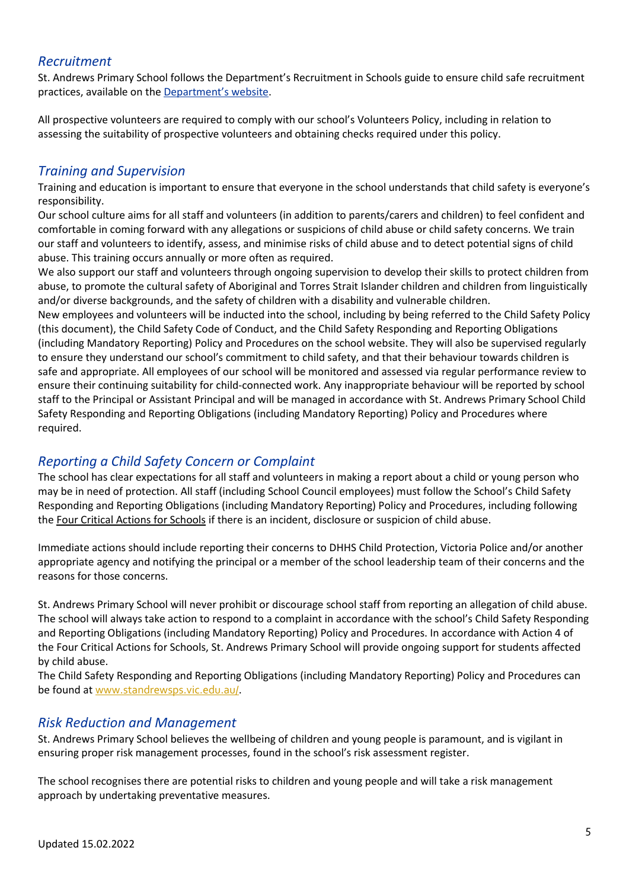## *Recruitment*

St. Andrews Primary School follows the Department's Recruitment in Schools guide to ensure child safe recruitment practices, available on the [Department's website](#).

All prospective volunteers are required to comply with our school's Volunteers Policy, including in relation to assessing the suitability of prospective volunteers and obtaining checks required under this policy.

## *Training and Supervision*

Training and education is important to ensure that everyone in the school understands that child safety is everyone's responsibility.

Our school culture aims for all staff and volunteers (in addition to parents/carers and children) to feel confident and comfortable in coming forward with any allegations or suspicions of child abuse or child safety concerns. We train our staff and volunteers to identify, assess, and minimise risks of child abuse and to detect potential signs of child abuse. This training occurs annually or more often as required.

We also support our staff and volunteers through ongoing supervision to develop their skills to protect children from abuse, to promote the cultural safety of Aboriginal and Torres Strait Islander children and children from linguistically and/or diverse backgrounds, and the safety of children with a disability and vulnerable children.

New employees and volunteers will be inducted into the school, including by being referred to the Child Safety Policy (this document), the Child Safety Code of Conduct, and the Child Safety Responding and Reporting Obligations (including Mandatory Reporting) Policy and Procedures on the school website. They will also be supervised regularly to ensure they understand our school's commitment to child safety, and that their behaviour towards children is safe and appropriate. All employees of our school will be monitored and assessed via regular performance review to ensure their continuing suitability for child-connected work. Any inappropriate behaviour will be reported by school staff to the Principal or Assistant Principal and will be managed in accordance with St. Andrews Primary School Child Safety Responding and Reporting Obligations (including Mandatory Reporting) Policy and Procedures where required.

## *Reporting a Child Safety Concern or Complaint*

The school has clear expectations for all staff and volunteers in making a report about a child or young person who may be in need of protection. All staff (including School Council employees) must follow the School's Child Safety Responding and Reporting Obligations (including Mandatory Reporting) Policy and Procedures, including following the Four Critical Actions for Schools if there is an incident, disclosure or suspicion of child abuse.

Immediate actions should include reporting their concerns to DHHS Child Protection, Victoria Police and/or another appropriate agency and notifying the principal or a member of the school leadership team of their concerns and the reasons for those concerns.

St. Andrews Primary School will never prohibit or discourage school staff from reporting an allegation of child abuse. The school will always take action to respond to a complaint in accordance with the school's Child Safety Responding and Reporting Obligations (including Mandatory Reporting) Policy and Procedures. In accordance with Action 4 of the Four Critical Actions for Schools, St. Andrews Primary School will provide ongoing support for students affected by child abuse.

The Child Safety Responding and Reporting Obligations (including Mandatory Reporting) Policy and Procedures can be found at [www.standrewsps.vic.edu.au/](http://www.standrewsps.vic.edu.au/).

## *Risk Reduction and Management*

St. Andrews Primary School believes the wellbeing of children and young people is paramount, and is vigilant in ensuring proper risk management processes, found in the school's risk assessment register.

The school recognises there are potential risks to children and young people and will take a risk management approach by undertaking preventative measures.

Updated 15.02.2022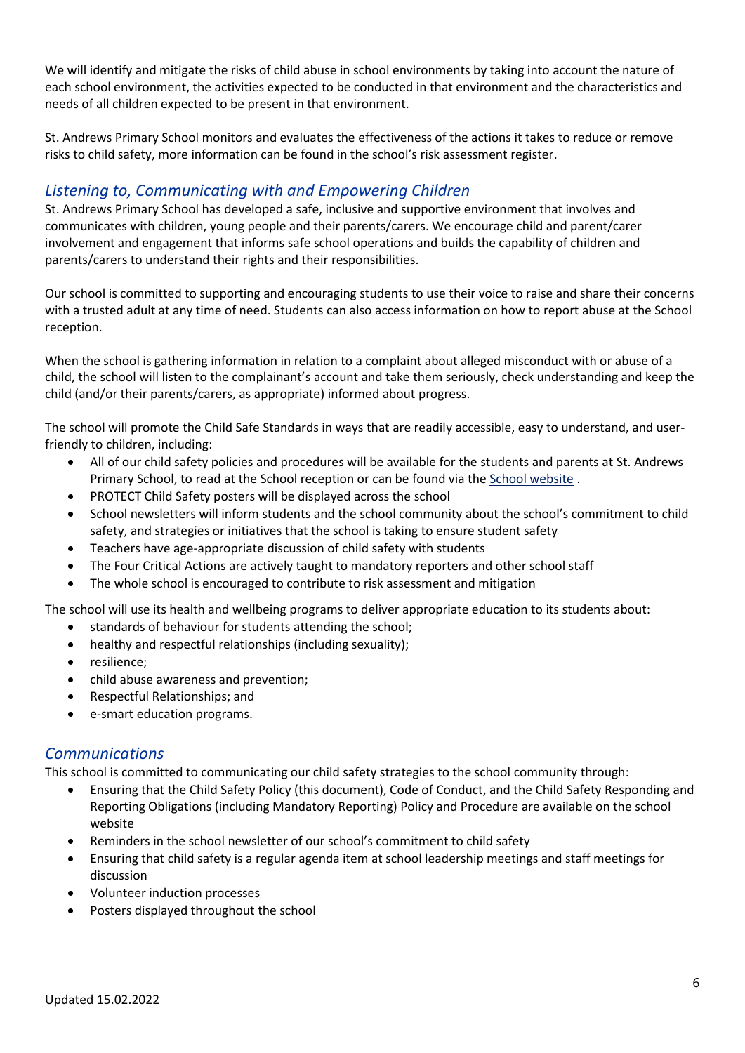We will identify and mitigate the risks of child abuse in school environments by taking into account the nature of each school environment, the activities expected to be conducted in that environment and the characteristics and needs of all children expected to be present in that environment.

St. Andrews Primary School monitors and evaluates the effectiveness of the actions it takes to reduce or remove risks to child safety, more information can be found in the school's risk assessment register.

## *Listening to, Communicating with and Empowering Children*

St. Andrews Primary School has developed a safe, inclusive and supportive environment that involves and communicates with children, young people and their parents/carers. We encourage child and parent/carer involvement and engagement that informs safe school operations and builds the capability of children and parents/carers to understand their rights and their responsibilities.

Our school is committed to supporting and encouraging students to use their voice to raise and share their concerns with a trusted adult at any time of need. Students can also access information on how to report abuse at the School reception.

When the school is gathering information in relation to a complaint about alleged misconduct with or abuse of a child, the school will listen to the complainant's account and take them seriously, check understanding and keep the child (and/or their parents/carers, as appropriate) informed about progress.

The school will promote the Child Safe Standards in ways that are readily accessible, easy to understand, and user-friendly to children, including:

- All of our child safety policies and procedures will be available for the students and parents at St. Andrews Primary School, to read at the School reception or can be found via the School website .
- PROTECT Child Safety posters will be displayed across the school
- School newsletters will inform students and the school community about the school's commitment to child safety, and strategies or initiatives that the school is taking to ensure student safety
- Teachers have age-appropriate discussion of child safety with students
- The Four Critical Actions are actively taught to mandatory reporters and other school staff
- The whole school is encouraged to contribute to risk assessment and mitigation

The school will use its health and wellbeing programs to deliver appropriate education to its students about:

- standards of behaviour for students attending the school;
- healthy and respectful relationships (including sexuality);
- resilience;
- child abuse awareness and prevention;
- Respectful Relationships; and
- e-smart education programs.

## *Communications*

This school is committed to communicating our child safety strategies to the school community through:

- Ensuring that the Child Safety Policy (this document), Code of Conduct, and the Child Safety Responding and Reporting Obligations (including Mandatory Reporting) Policy and Procedure are available on the school website
- Reminders in the school newsletter of our school's commitment to child safety
- Ensuring that child safety is a regular agenda item at school leadership meetings and staff meetings for discussion
- Volunteer induction processes
- Posters displayed throughout the school

Updated 15.02.2022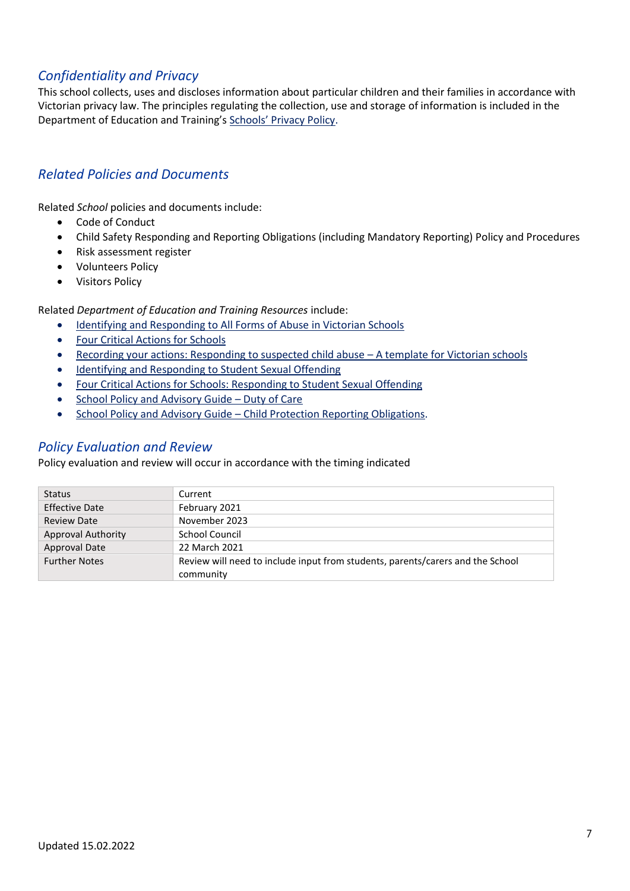## *Confidentiality and Privacy*

This school collects, uses and discloses information about particular children and their families in accordance with Victorian privacy law. The principles regulating the collection, use and storage of information is included in the Department of Education and Training's Schools' Privacy Policy.

## *Related Policies and Documents*

Related *School* policies and documents include:

- Code of Conduct
- Child Safety Responding and Reporting Obligations (including Mandatory Reporting) Policy and Procedures
- Risk assessment register
- Volunteers Policy
- Visitors Policy

Related *Department of Education and Training Resources* include:

- Identifying and Responding to All Forms of Abuse in Victorian Schools
- Four Critical Actions for Schools
- Recording your actions: Responding to suspected child abuse – A template for Victorian schools
- Identifying and Responding to Student Sexual Offending
- Four Critical Actions for Schools: Responding to Student Sexual Offending
- School Policy and Advisory Guide – Duty of Care
- School Policy and Advisory Guide – Child Protection Reporting Obligations.

## *Policy Evaluation and Review*

Policy evaluation and review will occur in accordance with the timing indicated

| | |
|---|---|
| Status | Current |
| Effective Date | February 2021 |
| Review Date | November 2023 |
| Approval Authority | School Council |
| Approval Date | 22 March 2021 |
| Further Notes | Review will need to include input from students, parents/carers and the School community |

Updated 15.02.2022